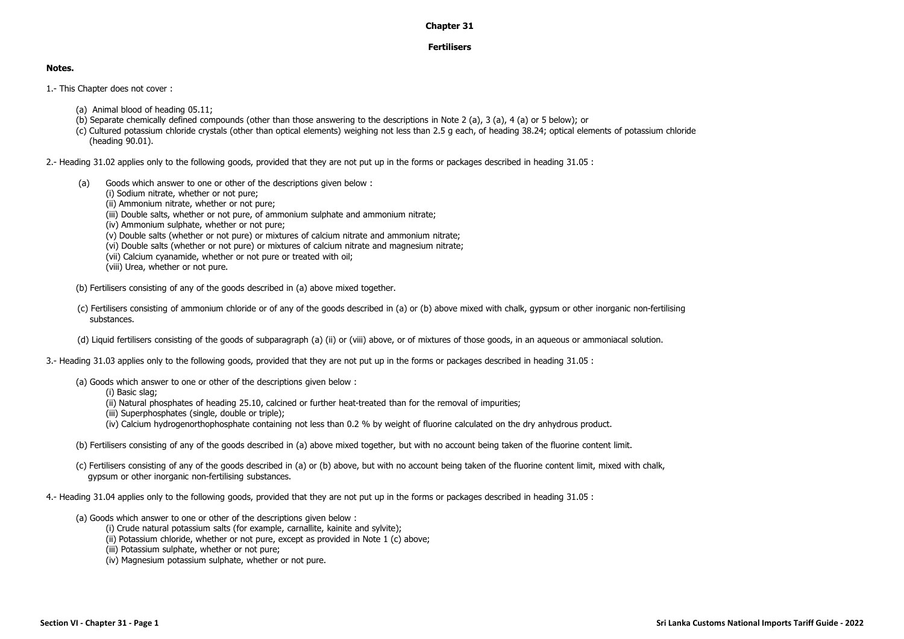# Chapter 31

## Fertilisers

**Notes.**

1.- This Chapter does not cover :

- (a) Animal blood of heading 05.11;
- (b) Separate chemically defined compounds (other than those answering to the descriptions in Note 2 (a), 3 (a), 4 (a) or 5 below); or
- (c) Cultured potassium chloride crystals (other than optical elements) weighing not less than 2.5 g each, of heading 38.24; optical elements of potassium chloride (heading 90.01).

2.- Heading 31.02 applies only to the following goods, provided that they are not put up in the forms or packages described in heading 31.05 :

- (a) Goods which answer to one or other of the descriptions given below :
  - (i) Sodium nitrate, whether or not pure;
  - (ii) Ammonium nitrate, whether or not pure;
  - (iii) Double salts, whether or not pure, of ammonium sulphate and ammonium nitrate;
  - (iv) Ammonium sulphate, whether or not pure;
  - (v) Double salts (whether or not pure) or mixtures of calcium nitrate and ammonium nitrate;
  - (vi) Double salts (whether or not pure) or mixtures of calcium nitrate and magnesium nitrate;
  - (vii) Calcium cyanamide, whether or not pure or treated with oil;
  - (viii) Urea, whether or not pure.
- (b) Fertilisers consisting of any of the goods described in (a) above mixed together.
- (c) Fertilisers consisting of ammonium chloride or of any of the goods described in (a) or (b) above mixed with chalk, gypsum or other inorganic non-fertilising substances.
- (d) Liquid fertilisers consisting of the goods of subparagraph (a) (ii) or (viii) above, or of mixtures of those goods, in an aqueous or ammoniacal solution.

3.- Heading 31.03 applies only to the following goods, provided that they are not put up in the forms or packages described in heading 31.05 :

- (a) Goods which answer to one or other of the descriptions given below :
  - (i) Basic slag;
  - (ii) Natural phosphates of heading 25.10, calcined or further heat-treated than for the removal of impurities;
  - (iii) Superphosphates (single, double or triple);
  - (iv) Calcium hydrogenorthophosphate containing not less than 0.2 % by weight of fluorine calculated on the dry anhydrous product.
- (b) Fertilisers consisting of any of the goods described in (a) above mixed together, but with no account being taken of the fluorine content limit.
- (c) Fertilisers consisting of any of the goods described in (a) or (b) above, but with no account being taken of the fluorine content limit, mixed with chalk, gypsum or other inorganic non-fertilising substances.

4.- Heading 31.04 applies only to the following goods, provided that they are not put up in the forms or packages described in heading 31.05 :

- (a) Goods which answer to one or other of the descriptions given below :
  - (i) Crude natural potassium salts (for example, carnallite, kainite and sylvite);
  - (ii) Potassium chloride, whether or not pure, except as provided in Note 1 (c) above;
  - (iii) Potassium sulphate, whether or not pure;
  - (iv) Magnesium potassium sulphate, whether or not pure.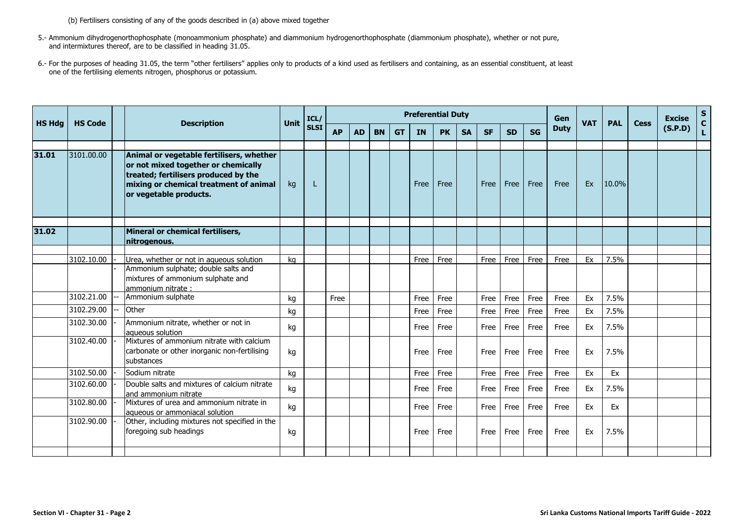(b) Fertilisers consisting of any of the goods described in (a) above mixed together

5.- Ammonium dihydrogenorthophosphate (monoammonium phosphate) and diammonium hydrogenorthophosphate (diammonium phosphate), whether or not pure, and intermixtures thereof, are to be classified in heading 31.05.

6.- For the purposes of heading 31.05, the term "other fertilisers" applies only to products of a kind used as fertilisers and containing, as an essential constituent, at least one of the fertilising elements nitrogen, phosphorus or potassium.

| HS Hdg | HS Code | | Description | Unit | ICL/ SLSI | Preferential Duty | | | | | | | | | | Gen Duty | VAT | PAL | Cess | Excise (S.P.D) | S C L |
|---|---|---|---|---|---|---|---|---|---|---|---|---|---|---|---|---|---|---|---|---|---|
| | | | | | | AP | AD | BN | GT | IN | PK | SA | SF | SD | SG | | | | | | |
| **31.01** | 3101.00.00 | | **Animal or vegetable fertilisers, whether or not mixed together or chemically treated; fertilisers produced by the mixing or chemical treatment of animal or vegetable products.** | kg | L | | | | | Free | Free | | Free | Free | Free | Free | Ex | 10.0% | | | |
| **31.02** | | | **Mineral or chemical fertilisers, nitrogenous.** | | | | | | | | | | | | | | | | | | |
| | 3102.10.00 | - | Urea, whether or not in aqueous solution | kg | | | | | | Free | Free | | Free | Free | Free | Free | Ex | 7.5% | | | |
| | | - | Ammonium sulphate; double salts and mixtures of ammonium sulphate and ammonium nitrate : | | | | | | | | | | | | | | | | | | |
| | 3102.21.00 | -- | Ammonium sulphate | kg | | Free | | | | Free | Free | | Free | Free | Free | Free | Ex | 7.5% | | | |
| | 3102.29.00 | -- | Other | kg | | | | | | Free | Free | | Free | Free | Free | Free | Ex | 7.5% | | | |
| | 3102.30.00 | - | Ammonium nitrate, whether or not in aqueous solution | kg | | | | | | Free | Free | | Free | Free | Free | Free | Ex | 7.5% | | | |
| | 3102.40.00 | - | Mixtures of ammonium nitrate with calcium carbonate or other inorganic non-fertilising substances | kg | | | | | | Free | Free | | Free | Free | Free | Free | Ex | 7.5% | | | |
| | 3102.50.00 | - | Sodium nitrate | kg | | | | | | Free | Free | | Free | Free | Free | Free | Ex | Ex | | | |
| | 3102.60.00 | - | Double salts and mixtures of calcium nitrate and ammonium nitrate | kg | | | | | | Free | Free | | Free | Free | Free | Free | Ex | 7.5% | | | |
| | 3102.80.00 | - | Mixtures of urea and ammonium nitrate in aqueous or ammoniacal solution | kg | | | | | | Free | Free | | Free | Free | Free | Free | Ex | Ex | | | |
| | 3102.90.00 | - | Other, including mixtures not specified in the foregoing sub headings | kg | | | | | | Free | Free | | Free | Free | Free | Free | Ex | 7.5% | | | |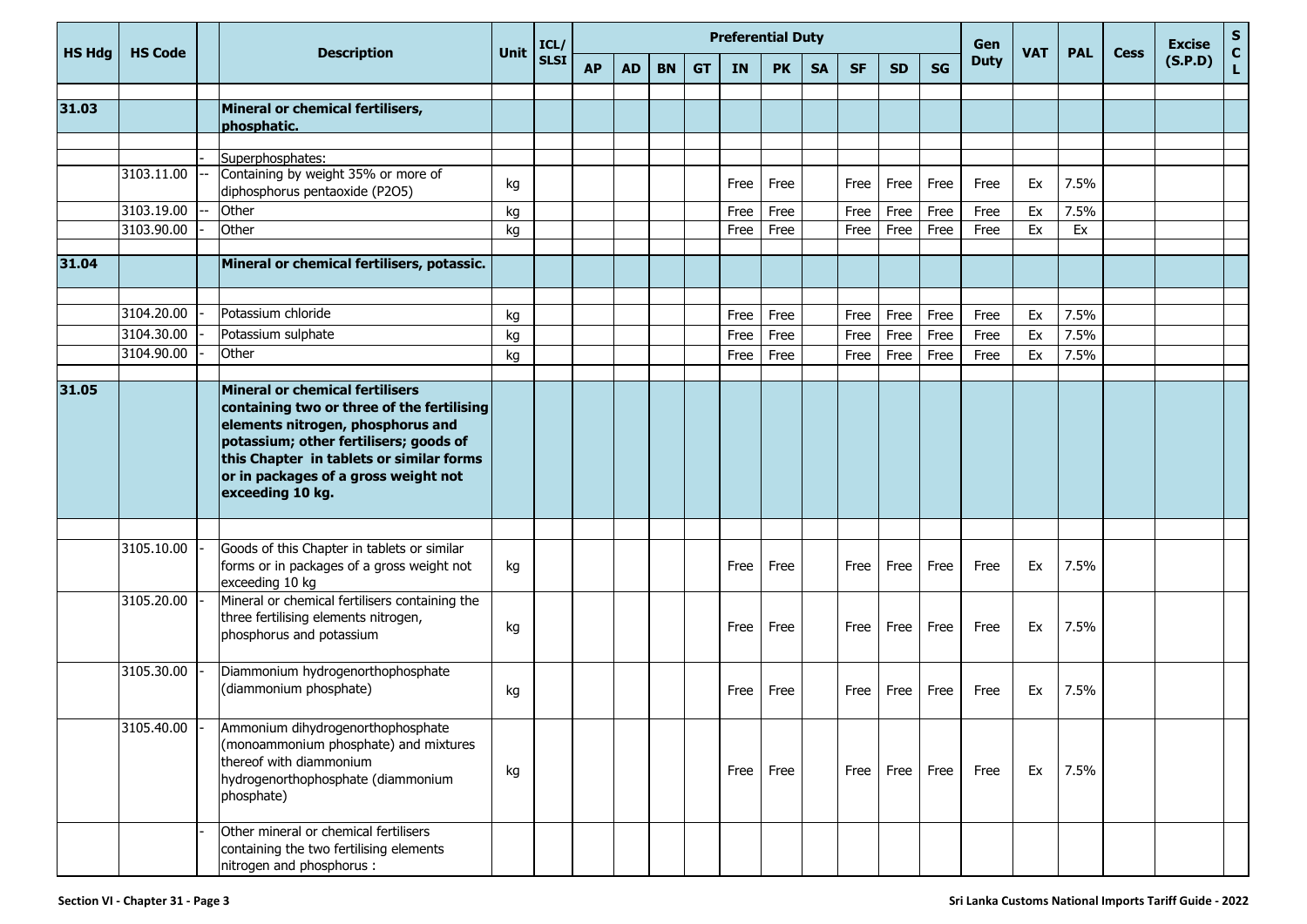| HS Hdg | HS Code | | Description | Unit | ICL/ SLSI | Preferential Duty | | | | | | | | | | Gen Duty | VAT | PAL | Cess | Excise (S.P.D) | S C L |
|---|---|---|---|---|---|---|---|---|---|---|---|---|---|---|---|---|---|---|---|---|---|
| | | | | | | AP | AD | BN | GT | IN | PK | SA | SF | SD | SG | | | | | | |
| **31.03** | | | **Mineral or chemical fertilisers, phosphatic.** | | | | | | | | | | | | | | | | | | |
| | | - | Superphosphates: | | | | | | | | | | | | | | | | | | |
| | 3103.11.00 | -- | Containing by weight 35% or more of diphosphorus pentaoxide (P2O5) | kg | | | | | | Free | Free | | Free | Free | Free | Free | Ex | 7.5% | | | |
| | 3103.19.00 | -- | Other | kg | | | | | | Free | Free | | Free | Free | Free | Free | Ex | 7.5% | | | |
| | 3103.90.00 | - | Other | kg | | | | | | Free | Free | | Free | Free | Free | Free | Ex | Ex | | | |
| **31.04** | | | **Mineral or chemical fertilisers, potassic.** | | | | | | | | | | | | | | | | | | |
| | 3104.20.00 | - | Potassium chloride | kg | | | | | | Free | Free | | Free | Free | Free | Free | Ex | 7.5% | | | |
| | 3104.30.00 | - | Potassium sulphate | kg | | | | | | Free | Free | | Free | Free | Free | Free | Ex | 7.5% | | | |
| | 3104.90.00 | - | Other | kg | | | | | | Free | Free | | Free | Free | Free | Free | Ex | 7.5% | | | |
| **31.05** | | | **Mineral or chemical fertilisers containing two or three of the fertilising elements nitrogen, phosphorus and potassium; other fertilisers; goods of this Chapter in tablets or similar forms or in packages of a gross weight not exceeding 10 kg.** | | | | | | | | | | | | | | | | | | |
| | 3105.10.00 | - | Goods of this Chapter in tablets or similar forms or in packages of a gross weight not exceeding 10 kg | kg | | | | | | Free | Free | | Free | Free | Free | Free | Ex | 7.5% | | | |
| | 3105.20.00 | - | Mineral or chemical fertilisers containing the three fertilising elements nitrogen, phosphorus and potassium | kg | | | | | | Free | Free | | Free | Free | Free | Free | Ex | 7.5% | | | |
| | 3105.30.00 | - | Diammonium hydrogenorthophosphate (diammonium phosphate) | kg | | | | | | Free | Free | | Free | Free | Free | Free | Ex | 7.5% | | | |
| | 3105.40.00 | - | Ammonium dihydrogenorthophosphate (monoammonium phosphate) and mixtures thereof with diammonium hydrogenorthophosphate (diammonium phosphate) | kg | | | | | | Free | Free | | Free | Free | Free | Free | Ex | 7.5% | | | |
| | | - | Other mineral or chemical fertilisers containing the two fertilising elements nitrogen and phosphorus : | | | | | | | | | | | | | | | | | | |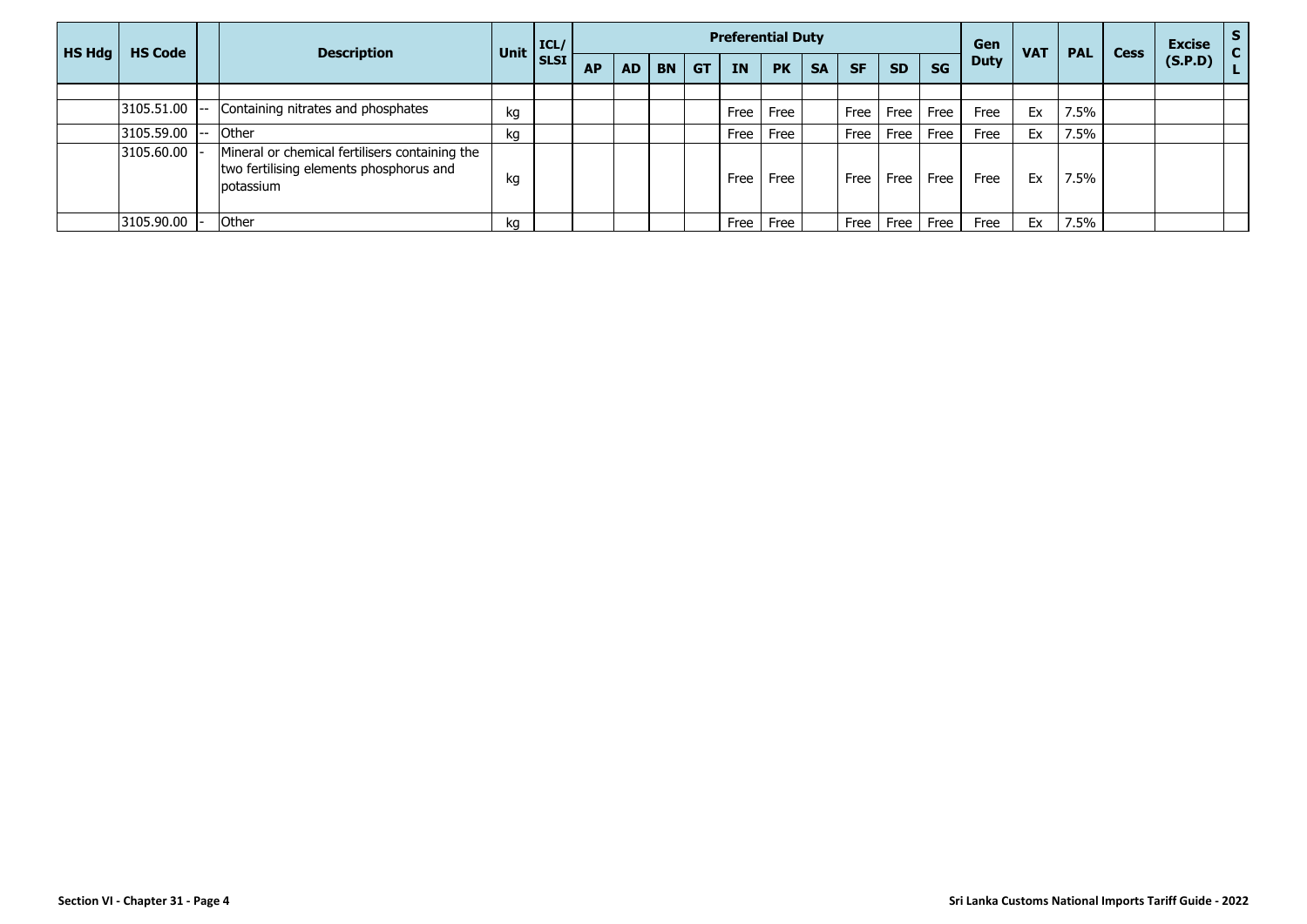| HS Hdg | HS Code | | Description | Unit | ICL/ SLSI | Preferential Duty | | | | | | | | | | Gen Duty | VAT | PAL | Cess | Excise (S.P.D) | S C L |
|---|---|---|---|---|---|---|---|---|---|---|---|---|---|---|---|---|---|---|---|---|---|
| | | | | | | AP | AD | BN | GT | IN | PK | SA | SF | SD | SG | | | | | | |
| | | | | | | | | | | | | | | | | | | | | | |
| | 3105.51.00 | -- | Containing nitrates and phosphates | kg | | | | | | Free | Free | | Free | Free | Free | Free | Ex | 7.5% | | | |
| | 3105.59.00 | -- | Other | kg | | | | | | Free | Free | | Free | Free | Free | Free | Ex | 7.5% | | | |
| | 3105.60.00 | - | Mineral or chemical fertilisers containing the two fertilising elements phosphorus and potassium | kg | | | | | | Free | Free | | Free | Free | Free | Free | Ex | 7.5% | | | |
| | 3105.90.00 | - | Other | kg | | | | | | Free | Free | | Free | Free | Free | Free | Ex | 7.5% | | | |